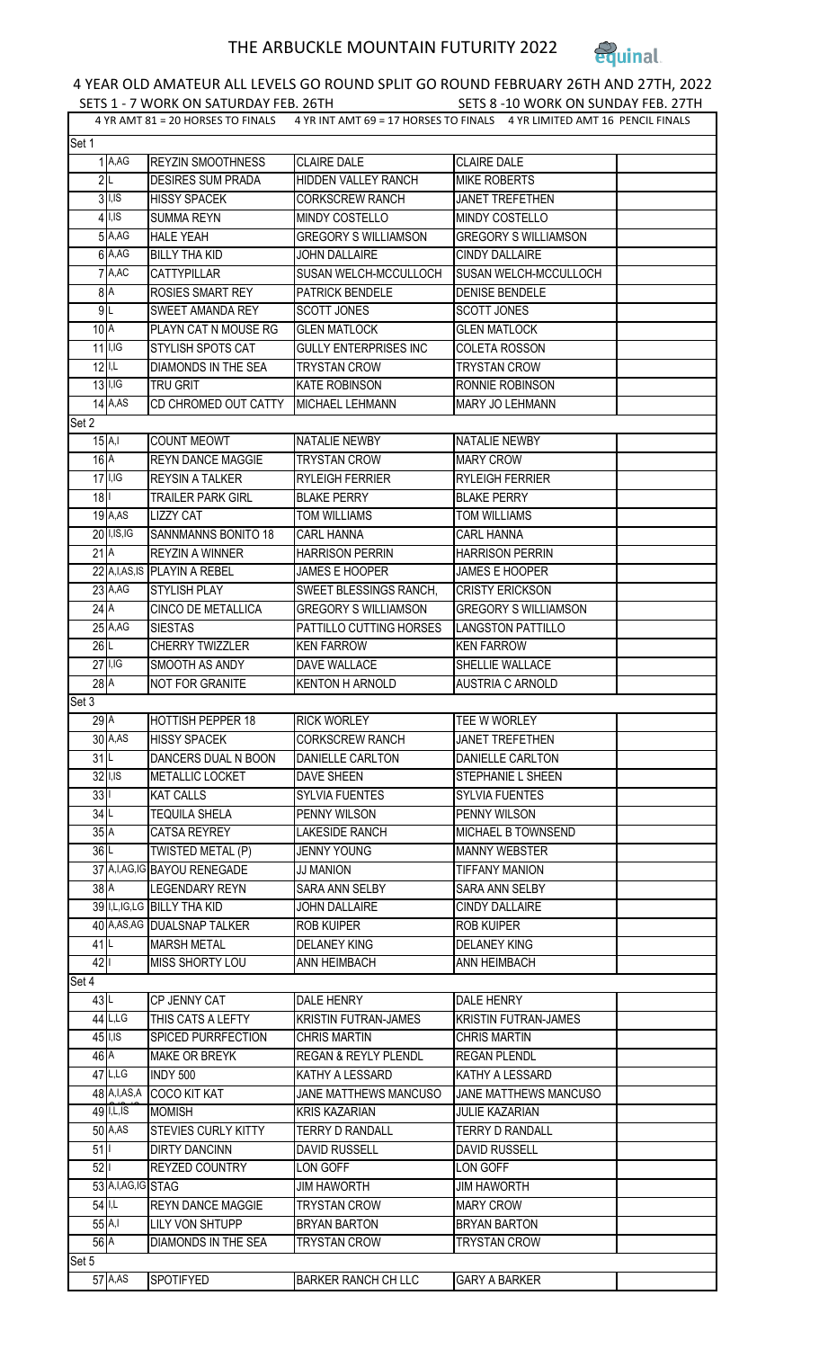# THE ARBUCKLE MOUNTAIN FUTURITY 2022

## 4 YEAR OLD AMATEUR ALL LEVELS GO ROUND SPLIT GO ROUND FEBRUARY 26TH AND 27TH, 2022

SETS 1 - 7 WORK ON SATURDAY FEB. 26TH SETS 8 -10 WORK ON SUNDAY FEB. 27TH

4 YR AMT 81 = 20 HORSES TO FINALS 4 YR INT AMT 69 = 17 HORSES TO FINALS 4 YR LIMITED AMT 16 PENCIL FINALS

| # | Class | Horse | Owner | Rider | |
|---|---|---|---|---|---|
| Set 1 | | | | | |
| 1 | A,AG | REYZIN SMOOTHNESS | CLAIRE DALE | CLAIRE DALE | |
| 2 | L | DESIRES SUM PRADA | HIDDEN VALLEY RANCH | MIKE ROBERTS | |
| 3 | I,IS | HISSY SPACEK | CORKSCREW RANCH | JANET TREFETHEN | |
| 4 | I,IS | SUMMA REYN | MINDY COSTELLO | MINDY COSTELLO | |
| 5 | A,AG | HALE YEAH | GREGORY S WILLIAMSON | GREGORY S WILLIAMSON | |
| 6 | A,AG | BILLY THA KID | JOHN DALLAIRE | CINDY DALLAIRE | |
| 7 | A,AC | CATTYPILLAR | SUSAN WELCH-MCCULLOCH | SUSAN WELCH-MCCULLOCH | |
| 8 | A | ROSIES SMART REY | PATRICK BENDELE | DENISE BENDELE | |
| 9 | L | SWEET AMANDA REY | SCOTT JONES | SCOTT JONES | |
| 10 | A | PLAYN CAT N MOUSE RG | GLEN MATLOCK | GLEN MATLOCK | |
| 11 | I,IG | STYLISH SPOTS CAT | GULLY ENTERPRISES INC | COLETA ROSSON | |
| 12 | I,L | DIAMONDS IN THE SEA | TRYSTAN CROW | TRYSTAN CROW | |
| 13 | I,IG | TRU GRIT | KATE ROBINSON | RONNIE ROBINSON | |
| 14 | A,AS | CD CHROMED OUT CATTY | MICHAEL LEHMANN | MARY JO LEHMANN | |
| Set 2 | | | | | |
| 15 | A,I | COUNT MEOWT | NATALIE NEWBY | NATALIE NEWBY | |
| 16 | A | REYN DANCE MAGGIE | TRYSTAN CROW | MARY CROW | |
| 17 | I,IG | REYSIN A TALKER | RYLEIGH FERRIER | RYLEIGH FERRIER | |
| 18 | I | TRAILER PARK GIRL | BLAKE PERRY | BLAKE PERRY | |
| 19 | A,AS | LIZZY CAT | TOM WILLIAMS | TOM WILLIAMS | |
| 20 | I,IS,IG | SANNMANNS BONITO 18 | CARL HANNA | CARL HANNA | |
| 21 | A | REYZIN A WINNER | HARRISON PERRIN | HARRISON PERRIN | |
| 22 | A,I,AS,IS | PLAYIN A REBEL | JAMES E HOOPER | JAMES E HOOPER | |
| 23 | A,AG | STYLISH PLAY | SWEET BLESSINGS RANCH, | CRISTY ERICKSON | |
| 24 | A | CINCO DE METALLICA | GREGORY S WILLIAMSON | GREGORY S WILLIAMSON | |
| 25 | A,AG | SIESTAS | PATTILLO CUTTING HORSES | LANGSTON PATTILLO | |
| 26 | L | CHERRY TWIZZLER | KEN FARROW | KEN FARROW | |
| 27 | I,IG | SMOOTH AS ANDY | DAVE WALLACE | SHELLIE WALLACE | |
| 28 | A | NOT FOR GRANITE | KENTON H ARNOLD | AUSTRIA C ARNOLD | |
| Set 3 | | | | | |
| 29 | A | HOTTISH PEPPER 18 | RICK WORLEY | TEE W WORLEY | |
| 30 | A,AS | HISSY SPACEK | CORKSCREW RANCH | JANET TREFETHEN | |
| 31 | L | DANCERS DUAL N BOON | DANIELLE CARLTON | DANIELLE CARLTON | |
| 32 | I,IS | METALLIC LOCKET | DAVE SHEEN | STEPHANIE L SHEEN | |
| 33 | I | KAT CALLS | SYLVIA FUENTES | SYLVIA FUENTES | |
| 34 | L | TEQUILA SHELA | PENNY WILSON | PENNY WILSON | |
| 35 | A | CATSA REYREY | LAKESIDE RANCH | MICHAEL B TOWNSEND | |
| 36 | L | TWISTED METAL (P) | JENNY YOUNG | MANNY WEBSTER | |
| 37 | A,I,AG,IG | BAYOU RENEGADE | JJ MANION | TIFFANY MANION | |
| 38 | A | LEGENDARY REYN | SARA ANN SELBY | SARA ANN SELBY | |
| 39 | I,L,IG,LG | BILLY THA KID | JOHN DALLAIRE | CINDY DALLAIRE | |
| 40 | A,AS,AG | DUALSNAP TALKER | ROB KUIPER | ROB KUIPER | |
| 41 | L | MARSH METAL | DELANEY KING | DELANEY KING | |
| 42 | I | MISS SHORTY LOU | ANN HEIMBACH | ANN HEIMBACH | |
| Set 4 | | | | | |
| 43 | L | CP JENNY CAT | DALE HENRY | DALE HENRY | |
| 44 | L,LG | THIS CATS A LEFTY | KRISTIN FUTRAN-JAMES | KRISTIN FUTRAN-JAMES | |
| 45 | I,IS | SPICED PURRFECTION | CHRIS MARTIN | CHRIS MARTIN | |
| 46 | A | MAKE OR BREYK | REGAN & REYLY PLENDL | REGAN PLENDL | |
| 47 | L,LG | INDY 500 | KATHY A LESSARD | KATHY A LESSARD | |
| 48 | A,I,AS,A | COCO KIT KAT | JANE MATTHEWS MANCUSO | JANE MATTHEWS MANCUSO | |
| 49 | I,L,IS | MOMISH | KRIS KAZARIAN | JULIE KAZARIAN | |
| 50 | A,AS | STEVIES CURLY KITTY | TERRY D RANDALL | TERRY D RANDALL | |
| 51 | I | DIRTY DANCINN | DAVID RUSSELL | DAVID RUSSELL | |
| 52 | I | REYZED COUNTRY | LON GOFF | LON GOFF | |
| 53 | A,I,AG,IG | STAG | JIM HAWORTH | JIM HAWORTH | |
| 54 | I,L | REYN DANCE MAGGIE | TRYSTAN CROW | MARY CROW | |
| 55 | A,I | LILY VON SHTUPP | BRYAN BARTON | BRYAN BARTON | |
| 56 | A | DIAMONDS IN THE SEA | TRYSTAN CROW | TRYSTAN CROW | |
| Set 5 | | | | | |
| 57 | A,AS | SPOTIFYED | BARKER RANCH CH LLC | GARY A BARKER | |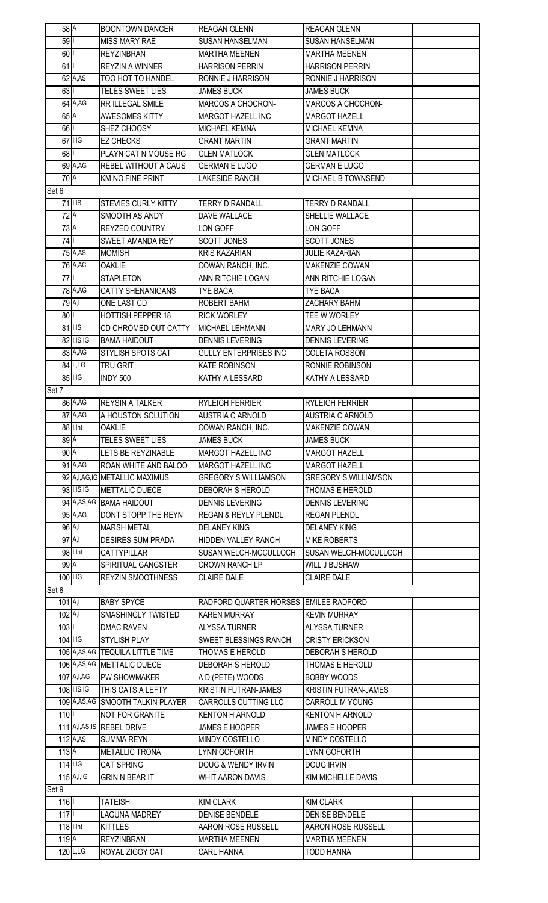| | | | | | |
|---|---|---|---|---|---|
| 58 | A | BOONTOWN DANCER | REAGAN GLENN | REAGAN GLENN | |
| 59 | I | MISS MARY RAE | SUSAN HANSELMAN | SUSAN HANSELMAN | |
| 60 | I | REYZINBRAN | MARTHA MEENEN | MARTHA MEENEN | |
| 61 | I | REYZIN A WINNER | HARRISON PERRIN | HARRISON PERRIN | |
| 62 | A,AS | TOO HOT TO HANDEL | RONNIE J HARRISON | RONNIE J HARRISON | |
| 63 | I | TELES SWEET LIES | JAMES BUCK | JAMES BUCK | |
| 64 | A,AG | RR ILLEGAL SMILE | MARCOS A CHOCRON- | MARCOS A CHOCRON- | |
| 65 | A | AWESOMES KITTY | MARGOT HAZELL INC | MARGOT HAZELL | |
| 66 | I | SHEZ CHOOSY | MICHAEL KEMNA | MICHAEL KEMNA | |
| 67 | I,IG | EZ CHECKS | GRANT MARTIN | GRANT MARTIN | |
| 68 | I | PLAYN CAT N MOUSE RG | GLEN MATLOCK | GLEN MATLOCK | |
| 69 | A,AG | REBEL WITHOUT A CAUS | GERMAN E LUGO | GERMAN E LUGO | |
| 70 | A | KM NO FINE PRINT | LAKESIDE RANCH | MICHAEL B TOWNSEND | |
| Set 6 | | | | | |
| 71 | I,IS | STEVIES CURLY KITTY | TERRY D RANDALL | TERRY D RANDALL | |
| 72 | A | SMOOTH AS ANDY | DAVE WALLACE | SHELLIE WALLACE | |
| 73 | A | REYZED COUNTRY | LON GOFF | LON GOFF | |
| 74 | I | SWEET AMANDA REY | SCOTT JONES | SCOTT JONES | |
| 75 | A,AS | MOMISH | KRIS KAZARIAN | JULIE KAZARIAN | |
| 76 | A,AC | OAKLIE | COWAN RANCH, INC. | MAKENZIE COWAN | |
| 77 | I | STAPLETON | ANN RITCHIE LOGAN | ANN RITCHIE LOGAN | |
| 78 | A,AG | CATTY SHENANIGANS | TYE BACA | TYE BACA | |
| 79 | A,I | ONE LAST CD | ROBERT BAHM | ZACHARY BAHM | |
| 80 | I | HOTTISH PEPPER 18 | RICK WORLEY | TEE W WORLEY | |
| 81 | I,IS | CD CHROMED OUT CATTY | MICHAEL LEHMANN | MARY JO LEHMANN | |
| 82 | I,IS,IG | BAMA HAIDOUT | DENNIS LEVERING | DENNIS LEVERING | |
| 83 | A,AG | STYLISH SPOTS CAT | GULLY ENTERPRISES INC | COLETA ROSSON | |
| 84 | L,LG | TRU GRIT | KATE ROBINSON | RONNIE ROBINSON | |
| 85 | I,IG | INDY 500 | KATHY A LESSARD | KATHY A LESSARD | |
| Set 7 | | | | | |
| 86 | A,AG | REYSIN A TALKER | RYLEIGH FERRIER | RYLEIGH FERRIER | |
| 87 | A,AG | A HOUSTON SOLUTION | AUSTRIA C ARNOLD | AUSTRIA C ARNOLD | |
| 88 | I,Int | OAKLIE | COWAN RANCH, INC. | MAKENZIE COWAN | |
| 89 | A | TELES SWEET LIES | JAMES BUCK | JAMES BUCK | |
| 90 | A | LETS BE REYZINABLE | MARGOT HAZELL INC | MARGOT HAZELL | |
| 91 | A,AG | ROAN WHITE AND BALOO | MARGOT HAZELL INC | MARGOT HAZELL | |
| 92 | A,I,AG,IG | METALLIC MAXIMUS | GREGORY S WILLIAMSON | GREGORY S WILLIAMSON | |
| 93 | I,IS,IG | METTALIC DUECE | DEBORAH S HEROLD | THOMAS E HEROLD | |
| 94 | A,AS,AG | BAMA HAIDOUT | DENNIS LEVERING | DENNIS LEVERING | |
| 95 | A,AG | DONT STOPP THE REYN | REGAN & REYLY PLENDL | REGAN PLENDL | |
| 96 | A,I | MARSH METAL | DELANEY KING | DELANEY KING | |
| 97 | A,I | DESIRES SUM PRADA | HIDDEN VALLEY RANCH | MIKE ROBERTS | |
| 98 | I,Int | CATTYPILLAR | SUSAN WELCH-MCCULLOCH | SUSAN WELCH-MCCULLOCH | |
| 99 | A | SPIRITUAL GANGSTER | CROWN RANCH LP | WILL J BUSHAW | |
| 100 | I,IG | REYZIN SMOOTHNESS | CLAIRE DALE | CLAIRE DALE | |
| Set 8 | | | | | |
| 101 | A,I | BABY SPYCE | RADFORD QUARTER HORSES | EMILEE RADFORD | |
| 102 | A,I | SMASHINGLY TWISTED | KAREN MURRAY | KEVIN MURRAY | |
| 103 | I | DMAC RAVEN | ALYSSA TURNER | ALYSSA TURNER | |
| 104 | I,IG | STYLISH PLAY | SWEET BLESSINGS RANCH, | CRISTY ERICKSON | |
| 105 | A,AS,AG | TEQUILA LITTLE TIME | THOMAS E HEROLD | DEBORAH S HEROLD | |
| 106 | A,AS,AG | METTALIC DUECE | DEBORAH S HEROLD | THOMAS E HEROLD | |
| 107 | A,I,AG | PW SHOWMAKER | A D (PETE) WOODS | BOBBY WOODS | |
| 108 | I,IS,IG | THIS CATS A LEFTY | KRISTIN FUTRAN-JAMES | KRISTIN FUTRAN-JAMES | |
| 109 | A,AS,AG | SMOOTH TALKIN PLAYER | CARROLLS CUTTING LLC | CARROLL M YOUNG | |
| 110 | I | NOT FOR GRANITE | KENTON H ARNOLD | KENTON H ARNOLD | |
| 111 | A,I,AS,IS | REBEL DRIVE | JAMES E HOOPER | JAMES E HOOPER | |
| 112 | A,AS | SUMMA REYN | MINDY COSTELLO | MINDY COSTELLO | |
| 113 | A | METALLIC TRONA | LYNN GOFORTH | LYNN GOFORTH | |
| 114 | I,IG | CAT SPRING | DOUG & WENDY IRVIN | DOUG IRVIN | |
| 115 | A,I,IG | GRIN N BEAR IT | WHIT AARON DAVIS | KIM MICHELLE DAVIS | |
| Set 9 | | | | | |
| 116 | I | TATEISH | KIM CLARK | KIM CLARK | |
| 117 | I | LAGUNA MADREY | DENISE BENDELE | DENISE BENDELE | |
| 118 | I,Int | KITTLES | AARON ROSE RUSSELL | AARON ROSE RUSSELL | |
| 119 | A | REYZINBRAN | MARTHA MEENEN | MARTHA MEENEN | |
| 120 | L,LG | ROYAL ZIGGY CAT | CARL HANNA | TODD HANNA | |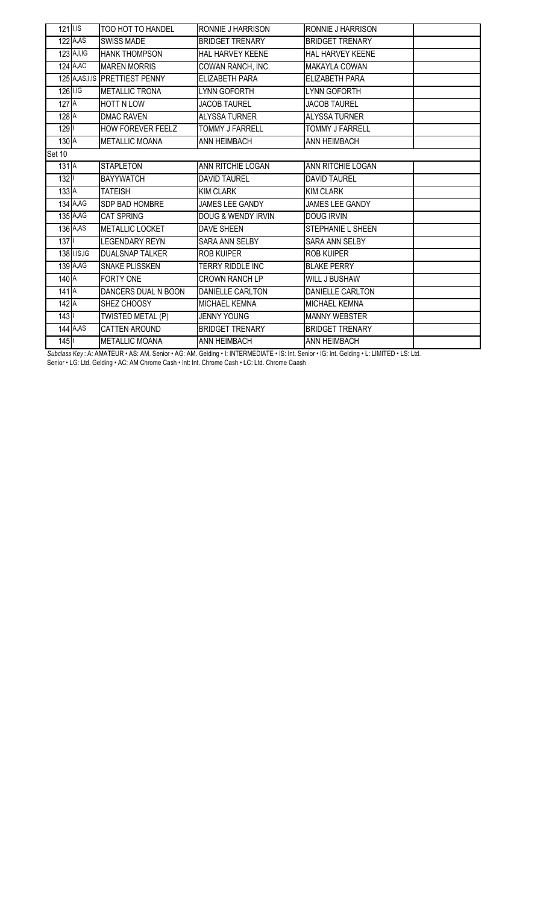| | | | | | |
|---|---|---|---|---|---|
| 121 | I,IS | TOO HOT TO HANDEL | RONNIE J HARRISON | RONNIE J HARRISON | |
| 122 | A,AS | SWISS MADE | BRIDGET TRENARY | BRIDGET TRENARY | |
| 123 | A,I,IG | HANK THOMPSON | HAL HARVEY KEENE | HAL HARVEY KEENE | |
| 124 | A,AC | MAREN MORRIS | COWAN RANCH, INC. | MAKAYLA COWAN | |
| 125 | A,AS,I,IS | PRETTIEST PENNY | ELIZABETH PARA | ELIZABETH PARA | |
| 126 | I,IG | METALLIC TRONA | LYNN GOFORTH | LYNN GOFORTH | |
| 127 | A | HOTT N LOW | JACOB TAUREL | JACOB TAUREL | |
| 128 | A | DMAC RAVEN | ALYSSA TURNER | ALYSSA TURNER | |
| 129 | I | HOW FOREVER FEELZ | TOMMY J FARRELL | TOMMY J FARRELL | |
| 130 | A | METALLIC MOANA | ANN HEIMBACH | ANN HEIMBACH | |
| Set 10 | | | | | |
| 131 | A | STAPLETON | ANN RITCHIE LOGAN | ANN RITCHIE LOGAN | |
| 132 | I | BAYYWATCH | DAVID TAUREL | DAVID TAUREL | |
| 133 | A | TATEISH | KIM CLARK | KIM CLARK | |
| 134 | A,AG | SDP BAD HOMBRE | JAMES LEE GANDY | JAMES LEE GANDY | |
| 135 | A,AG | CAT SPRING | DOUG & WENDY IRVIN | DOUG IRVIN | |
| 136 | A,AS | METALLIC LOCKET | DAVE SHEEN | STEPHANIE L SHEEN | |
| 137 | I | LEGENDARY REYN | SARA ANN SELBY | SARA ANN SELBY | |
| 138 | I,IS,IG | DUALSNAP TALKER | ROB KUIPER | ROB KUIPER | |
| 139 | A,AG | SNAKE PLISSKEN | TERRY RIDDLE INC | BLAKE PERRY | |
| 140 | A | FORTY ONE | CROWN RANCH LP | WILL J BUSHAW | |
| 141 | A | DANCERS DUAL N BOON | DANIELLE CARLTON | DANIELLE CARLTON | |
| 142 | A | SHEZ CHOOSY | MICHAEL KEMNA | MICHAEL KEMNA | |
| 143 | I | TWISTED METAL (P) | JENNY YOUNG | MANNY WEBSTER | |
| 144 | A,AS | CATTEN AROUND | BRIDGET TRENARY | BRIDGET TRENARY | |
| 145 | I | METALLIC MOANA | ANN HEIMBACH | ANN HEIMBACH | |

*Subclass Key* : A: AMATEUR • AS: AM. Senior • AG: AM. Gelding • I: INTERMEDIATE • IS: Int. Senior • IG: Int. Gelding • L: LIMITED • LS: Ltd. Senior • LG: Ltd. Gelding • AC: AM Chrome Cash • Int: Int. Chrome Cash • LC: Ltd. Chrome Caash